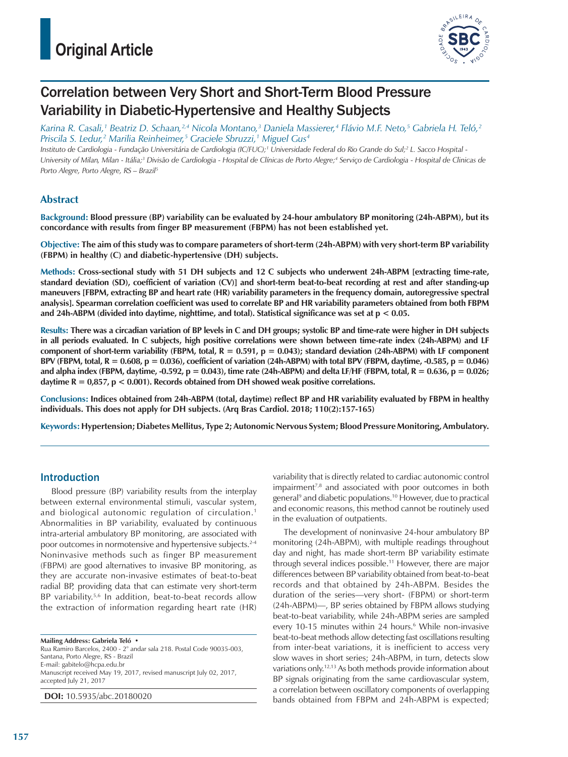# Original Article

## Correlation between Very Short and Short-Term Blood Pressure Variability in Diabetic-Hypertensive and Healthy Subjects

*Karina R. Casali,[1] Beatriz D. Schaan,[2,4] Nicola Montano,[3] Daniela Massierer,[4] Flávio M.F. Neto,[5] Gabriela H. Teló,[2] Priscila S. Ledur,[2] Marilia Reinheimer,[5] Graciele Sbruzzi,[1] Miguel Gus[4]*

*Instituto de Cardiologia - Fundação Universitária de Cardiologia (IC/FUC);[1] Universidade Federal do Rio Grande do Sul;[2] L. Sacco Hospital - University of Milan, Milan - Itália;[3] Divisão de Cardiologia - Hospital de Clínicas de Porto Alegre;[4] Serviço de Cardiologia - Hospital de Clinicas de Porto Alegre, Porto Alegre, RS – Brazil[5]*

### Abstract

**Background: Blood pressure (BP) variability can be evaluated by 24-hour ambulatory BP monitoring (24h-ABPM), but its concordance with results from finger BP measurement (FBPM) has not been established yet.**

**Objective: The aim of this study was to compare parameters of short-term (24h-ABPM) with very short-term BP variability (FBPM) in healthy (C) and diabetic-hypertensive (DH) subjects.**

**Methods: Cross-sectional study with 51 DH subjects and 12 C subjects who underwent 24h-ABPM [extracting time-rate, standard deviation (SD), coefficient of variation (CV)] and short-term beat-to-beat recording at rest and after standing-up maneuvers [FBPM, extracting BP and heart rate (HR) variability parameters in the frequency domain, autoregressive spectral analysis]. Spearman correlation coefficient was used to correlate BP and HR variability parameters obtained from both FBPM and 24h-ABPM (divided into daytime, nighttime, and total). Statistical significance was set at $p < 0.05$.**

**Results: There was a circadian variation of BP levels in C and DH groups; systolic BP and time-rate were higher in DH subjects in all periods evaluated. In C subjects, high positive correlations were shown between time-rate index (24h-ABPM) and LF component of short-term variability (FBPM, total, $R = 0.591$, $p = 0.043$); standard deviation (24h-ABPM) with LF component BPV (FBPM, total, $R = 0.608$, $p = 0.036$), coefficient of variation (24h-ABPM) with total BPV (FBPM, daytime, -0.585, $p = 0.046$) and alpha index (FBPM, daytime, -0.592, $p = 0.043$), time rate (24h-ABPM) and delta LF/HF (FBPM, total, $R = 0.636$, $p = 0.026$; daytime $R = 0,857$, $p < 0.001$). Records obtained from DH showed weak positive correlations.**

**Conclusions: Indices obtained from 24h-ABPM (total, daytime) reflect BP and HR variability evaluated by FBPM in healthy individuals. This does not apply for DH subjects. (Arq Bras Cardiol. 2018; 110(2):157-165)**

**Keywords: Hypertension; Diabetes Mellitus, Type 2; Autonomic Nervous System; Blood Pressure Monitoring, Ambulatory.**

---

### Introduction

Blood pressure (BP) variability results from the interplay between external environmental stimuli, vascular system, and biological autonomic regulation of circulation.[1] Abnormalities in BP variability, evaluated by continuous intra-arterial ambulatory BP monitoring, are associated with poor outcomes in normotensive and hypertensive subjects.[2-4] Noninvasive methods such as finger BP measurement (FBPM) are good alternatives to invasive BP monitoring, as they are accurate non-invasive estimates of beat-to-beat radial BP, providing data that can estimate very short-term BP variability.[5,6] In addition, beat-to-beat records allow the extraction of information regarding heart rate (HR) variability that is directly related to cardiac autonomic control impairment[7,8] and associated with poor outcomes in both general[9] and diabetic populations.[10] However, due to practical and economic reasons, this method cannot be routinely used in the evaluation of outpatients.

The development of noninvasive 24-hour ambulatory BP monitoring (24h-ABPM), with multiple readings throughout day and night, has made short-term BP variability estimate through several indices possible.[11] However, there are major differences between BP variability obtained from beat-to-beat records and that obtained by 24h-ABPM. Besides the duration of the series—very short- (FBPM) or short-term (24h-ABPM)—, BP series obtained by FBPM allows studying beat-to-beat variability, while 24h-ABPM series are sampled every 10-15 minutes within 24 hours.[6] While non-invasive beat-to-beat methods allow detecting fast oscillations resulting from inter-beat variations, it is inefficient to access very slow waves in short series; 24h-ABPM, in turn, detects slow variations only.[12,13] As both methods provide information about BP signals originating from the same cardiovascular system, a correlation between oscillatory components of overlapping bands obtained from FBPM and 24h-ABPM is expected;

**Mailing Address: Gabriela Teló •**
Rua Ramiro Barcelos, 2400 - 2° andar sala 218. Postal Code 90035-003, Santana, Porto Alegre, RS - Brazil
E-mail: gabitelo@hcpa.edu.br
Manuscript received May 19, 2017, revised manuscript July 02, 2017, accepted July 21, 2017

**DOI:** 10.5935/abc.20180020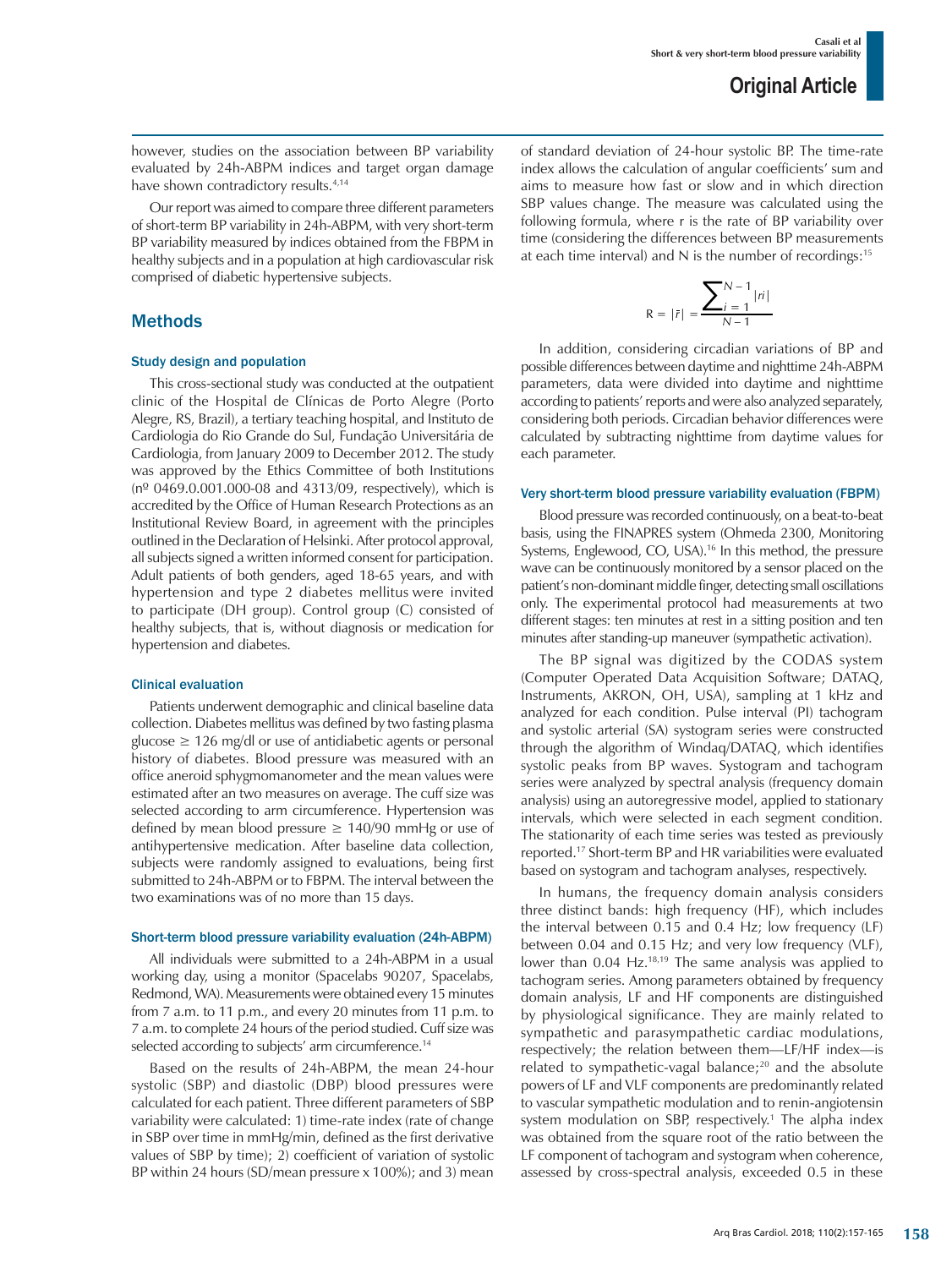however, studies on the association between BP variability evaluated by 24h-ABPM indices and target organ damage have shown contradictory results.[4,14]

Our report was aimed to compare three different parameters of short-term BP variability in 24h-ABPM, with very short-term BP variability measured by indices obtained from the FBPM in healthy subjects and in a population at high cardiovascular risk comprised of diabetic hypertensive subjects.

## Methods

### Study design and population

This cross-sectional study was conducted at the outpatient clinic of the Hospital de Clínicas de Porto Alegre (Porto Alegre, RS, Brazil), a tertiary teaching hospital, and Instituto de Cardiologia do Rio Grande do Sul, Fundação Universitária de Cardiologia, from January 2009 to December 2012. The study was approved by the Ethics Committee of both Institutions (nº 0469.0.001.000-08 and 4313/09, respectively), which is accredited by the Office of Human Research Protections as an Institutional Review Board, in agreement with the principles outlined in the Declaration of Helsinki. After protocol approval, all subjects signed a written informed consent for participation. Adult patients of both genders, aged 18-65 years, and with hypertension and type 2 diabetes mellitus were invited to participate (DH group). Control group (C) consisted of healthy subjects, that is, without diagnosis or medication for hypertension and diabetes.

### Clinical evaluation

Patients underwent demographic and clinical baseline data collection. Diabetes mellitus was defined by two fasting plasma glucose ≥ 126 mg/dl or use of antidiabetic agents or personal history of diabetes. Blood pressure was measured with an office aneroid sphygmomanometer and the mean values were estimated after an two measures on average. The cuff size was selected according to arm circumference. Hypertension was defined by mean blood pressure ≥ 140/90 mmHg or use of antihypertensive medication. After baseline data collection, subjects were randomly assigned to evaluations, being first submitted to 24h-ABPM or to FBPM. The interval between the two examinations was of no more than 15 days.

### Short-term blood pressure variability evaluation (24h-ABPM)

All individuals were submitted to a 24h-ABPM in a usual working day, using a monitor (Spacelabs 90207, Spacelabs, Redmond, WA). Measurements were obtained every 15 minutes from 7 a.m. to 11 p.m., and every 20 minutes from 11 p.m. to 7 a.m. to complete 24 hours of the period studied. Cuff size was selected according to subjects' arm circumference.[14]

Based on the results of 24h-ABPM, the mean 24-hour systolic (SBP) and diastolic (DBP) blood pressures were calculated for each patient. Three different parameters of SBP variability were calculated: 1) time-rate index (rate of change in SBP over time in mmHg/min, defined as the first derivative values of SBP by time); 2) coefficient of variation of systolic BP within 24 hours (SD/mean pressure x 100%); and 3) mean of standard deviation of 24-hour systolic BP. The time-rate index allows the calculation of angular coefficients' sum and aims to measure how fast or slow and in which direction SBP values change. The measure was calculated using the following formula, where r is the rate of BP variability over time (considering the differences between BP measurements at each time interval) and N is the number of recordings:[15]

$$R = |\bar{r}| = \frac{\sum_{i=1}^{N-1} |ri|}{N-1}$$

In addition, considering circadian variations of BP and possible differences between daytime and nighttime 24h-ABPM parameters, data were divided into daytime and nighttime according to patients' reports and were also analyzed separately, considering both periods. Circadian behavior differences were calculated by subtracting nighttime from daytime values for each parameter.

### Very short-term blood pressure variability evaluation (FBPM)

Blood pressure was recorded continuously, on a beat-to-beat basis, using the FINAPRES system (Ohmeda 2300, Monitoring Systems, Englewood, CO, USA).[16] In this method, the pressure wave can be continuously monitored by a sensor placed on the patient's non-dominant middle finger, detecting small oscillations only. The experimental protocol had measurements at two different stages: ten minutes at rest in a sitting position and ten minutes after standing-up maneuver (sympathetic activation).

The BP signal was digitized by the CODAS system (Computer Operated Data Acquisition Software; DATAQ, Instruments, AKRON, OH, USA), sampling at 1 kHz and analyzed for each condition. Pulse interval (PI) tachogram and systolic arterial (SA) systogram series were constructed through the algorithm of Windaq/DATAQ, which identifies systolic peaks from BP waves. Systogram and tachogram series were analyzed by spectral analysis (frequency domain analysis) using an autoregressive model, applied to stationary intervals, which were selected in each segment condition. The stationarity of each time series was tested as previously reported.[17] Short-term BP and HR variabilities were evaluated based on systogram and tachogram analyses, respectively.

In humans, the frequency domain analysis considers three distinct bands: high frequency (HF), which includes the interval between 0.15 and 0.4 Hz; low frequency (LF) between 0.04 and 0.15 Hz; and very low frequency (VLF), lower than 0.04 Hz.[18,19] The same analysis was applied to tachogram series. Among parameters obtained by frequency domain analysis, LF and HF components are distinguished by physiological significance. They are mainly related to sympathetic and parasympathetic cardiac modulations, respectively; the relation between them—LF/HF index—is related to sympathetic-vagal balance;[20] and the absolute powers of LF and VLF components are predominantly related to vascular sympathetic modulation and to renin-angiotensin system modulation on SBP, respectively.[1] The alpha index was obtained from the square root of the ratio between the LF component of tachogram and systogram when coherence, assessed by cross-spectral analysis, exceeded 0.5 in these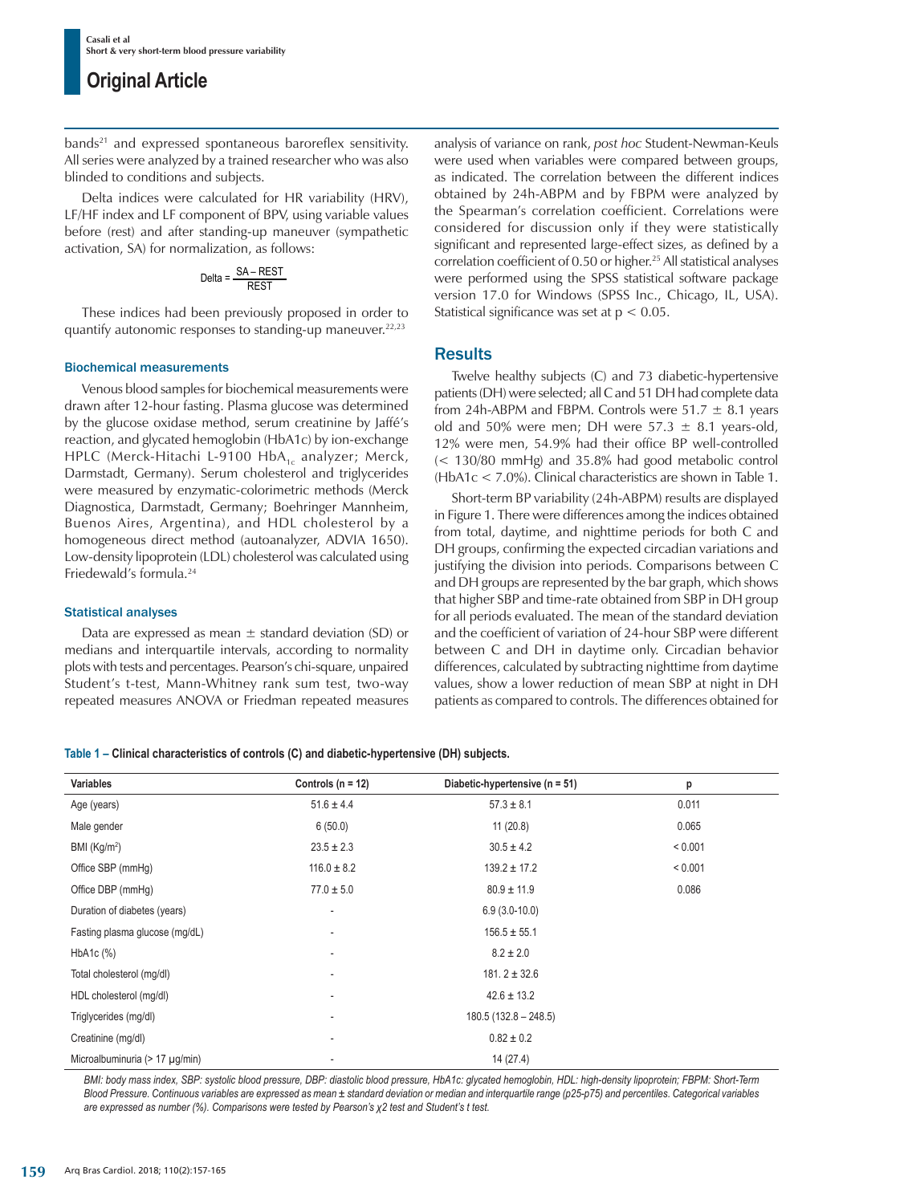bands[21] and expressed spontaneous baroreflex sensitivity. All series were analyzed by a trained researcher who was also blinded to conditions and subjects.

Delta indices were calculated for HR variability (HRV), LF/HF index and LF component of BPV, using variable values before (rest) and after standing-up maneuver (sympathetic activation, SA) for normalization, as follows:

$$\text{Delta} = \frac{\text{SA} - \text{REST}}{\text{REST}}$$

These indices had been previously proposed in order to quantify autonomic responses to standing-up maneuver.[22,23]

### Biochemical measurements

Venous blood samples for biochemical measurements were drawn after 12-hour fasting. Plasma glucose was determined by the glucose oxidase method, serum creatinine by Jaffé's reaction, and glycated hemoglobin (HbA1c) by ion-exchange HPLC (Merck-Hitachi L-9100 $HbA_{1c}$ analyzer; Merck, Darmstadt, Germany). Serum cholesterol and triglycerides were measured by enzymatic-colorimetric methods (Merck Diagnostica, Darmstadt, Germany; Boehringer Mannheim, Buenos Aires, Argentina), and HDL cholesterol by a homogeneous direct method (autoanalyzer, ADVIA 1650). Low-density lipoprotein (LDL) cholesterol was calculated using Friedewald's formula.[24]

### Statistical analyses

Data are expressed as mean ± standard deviation (SD) or medians and interquartile intervals, according to normality plots with tests and percentages. Pearson's chi-square, unpaired Student's t-test, Mann-Whitney rank sum test, two-way repeated measures ANOVA or Friedman repeated measures analysis of variance on rank, *post hoc* Student-Newman-Keuls were used when variables were compared between groups, as indicated. The correlation between the different indices obtained by 24h-ABPM and by FBPM were analyzed by the Spearman's correlation coefficient. Correlations were considered for discussion only if they were statistically significant and represented large-effect sizes, as defined by a correlation coefficient of 0.50 or higher.[25] All statistical analyses were performed using the SPSS statistical software package version 17.0 for Windows (SPSS Inc., Chicago, IL, USA). Statistical significance was set at $p < 0.05$.

## Results

Twelve healthy subjects (C) and 73 diabetic-hypertensive patients (DH) were selected; all C and 51 DH had complete data from 24h-ABPM and FBPM. Controls were 51.7 ± 8.1 years old and 50% were men; DH were 57.3 ± 8.1 years-old, 12% were men, 54.9% had their office BP well-controlled (< 130/80 mmHg) and 35.8% had good metabolic control (HbA1c < 7.0%). Clinical characteristics are shown in Table 1.

Short-term BP variability (24h-ABPM) results are displayed in Figure 1. There were differences among the indices obtained from total, daytime, and nighttime periods for both C and DH groups, confirming the expected circadian variations and justifying the division into periods. Comparisons between C and DH groups are represented by the bar graph, which shows that higher SBP and time-rate obtained from SBP in DH group for all periods evaluated. The mean of the standard deviation and the coefficient of variation of 24-hour SBP were different between C and DH in daytime only. Circadian behavior differences, calculated by subtracting nighttime from daytime values, show a lower reduction of mean SBP at night in DH patients as compared to controls. The differences obtained for

**Table 1 – Clinical characteristics of controls (C) and diabetic-hypertensive (DH) subjects.**

| Variables | Controls (n = 12) | Diabetic-hypertensive (n = 51) | p |
|---|---|---|---|
| Age (years) | 51.6 ± 4.4 | 57.3 ± 8.1 | 0.011 |
| Male gender | 6 (50.0) | 11 (20.8) | 0.065 |
| BMI (Kg/m²) | 23.5 ± 2.3 | 30.5 ± 4.2 | < 0.001 |
| Office SBP (mmHg) | 116.0 ± 8.2 | 139.2 ± 17.2 | < 0.001 |
| Office DBP (mmHg) | 77.0 ± 5.0 | 80.9 ± 11.9 | 0.086 |
| Duration of diabetes (years) | - | 6.9 (3.0-10.0) | |
| Fasting plasma glucose (mg/dL) | - | 156.5 ± 55.1 | |
| HbA1c (%) | - | 8.2 ± 2.0 | |
| Total cholesterol (mg/dl) | - | 181. 2 ± 32.6 | |
| HDL cholesterol (mg/dl) | - | 42.6 ± 13.2 | |
| Triglycerides (mg/dl) | - | 180.5 (132.8 – 248.5) | |
| Creatinine (mg/dl) | - | 0.82 ± 0.2 | |
| Microalbuminuria (> 17 µg/min) | - | 14 (27.4) | |

*BMI: body mass index, SBP: systolic blood pressure, DBP: diastolic blood pressure, HbA1c: glycated hemoglobin, HDL: high-density lipoprotein; FBPM: Short-Term Blood Pressure. Continuous variables are expressed as mean ± standard deviation or median and interquartile range (p25-p75) and percentiles. Categorical variables are expressed as number (%). Comparisons were tested by Pearson's χ2 test and Student's t test.*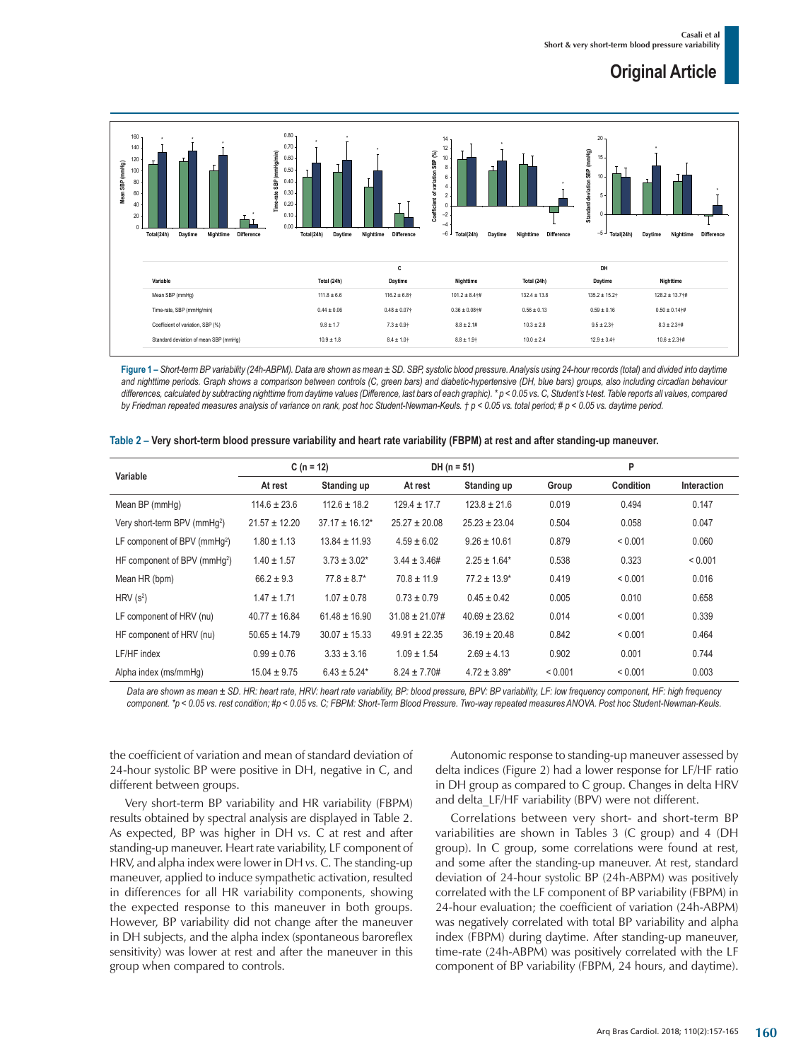| Variable | C | | | DH | | |
|---|---|---|---|---|---|---|
| | Total (24h) | Daytime | Nighttime | Total (24h) | Daytime | Nighttime |
| Mean SBP (mmHg) | 111.8 ± 6.6 | 116.2 ± 6.8† | 101.2 ± 8.4†# | 132.4 ± 13.8 | 135.2 ± 15.2† | 128.2 ± 13.7†# |
| Time-rate, SBP (mmHg/min) | 0.44 ± 0.06 | 0.48 ± 0.07† | 0.36 ± 0.08†# | 0.56 ± 0.13 | 0.59 ± 0.16 | 0.50 ± 0.14†# |
| Coefficient of variation, SBP (%) | 9.8 ± 1.7 | 7.3 ± 0.9† | 8.8 ± 2.1# | 10.3 ± 2.8 | 9.5 ± 2.3† | 8.3 ± 2.3†# |
| Standard deviation of mean SBP (mmHg) | 10.9 ± 1.8 | 8.4 ± 1.0† | 8.8 ± 1.9† | 10.0 ± 2.4 | 12.9 ± 3.4† | 10.6 ± 2.3†# |

**Figure 1** – *Short-term BP variability (24h-ABPM). Data are shown as mean ± SD. SBP, systolic blood pressure. Analysis using 24-hour records (total) and divided into daytime and nighttime periods. Graph shows a comparison between controls (C, green bars) and diabetic-hypertensive (DH, blue bars) groups, also including circadian behaviour differences, calculated by subtracting nighttime from daytime values (Difference, last bars of each graphic). * $p < 0.05$ vs. C, Student's t-test. Table reports all values, compared by Friedman repeated measures analysis of variance on rank, post hoc Student-Newman-Keuls. † $p < 0.05$ vs. total period; # $p < 0.05$ vs. daytime period.*

**Table 2 – Very short-term blood pressure variability and heart rate variability (FBPM) at rest and after standing-up maneuver.**

| Variable | C (n = 12) | | DH (n = 51) | | P | | |
|---|---|---|---|---|---|---|---|
| | At rest | Standing up | At rest | Standing up | Group | Condition | Interaction |
| Mean BP (mmHg) | 114.6 ± 23.6 | 112.6 ± 18.2 | 129.4 ± 17.7 | 123.8 ± 21.6 | 0.019 | 0.494 | 0.147 |
| Very short-term BPV ($mmHg^2$) | 21.57 ± 12.20 | 37.17 ± 16.12* | 25.27 ± 20.08 | 25.23 ± 23.04 | 0.504 | 0.058 | 0.047 |
| LF component of BPV ($mmHg^2$) | 1.80 ± 1.13 | 13.84 ± 11.93 | 4.59 ± 6.02 | 9.26 ± 10.61 | 0.879 | < 0.001 | 0.060 |
| HF component of BPV ($mmHg^2$) | 1.40 ± 1.57 | 3.73 ± 3.02* | 3.44 ± 3.46# | 2.25 ± 1.64* | 0.538 | 0.323 | < 0.001 |
| Mean HR (bpm) | 66.2 ± 9.3 | 77.8 ± 8.7* | 70.8 ± 11.9 | 77.2 ± 13.9* | 0.419 | < 0.001 | 0.016 |
| HRV ($s^2$) | 1.47 ± 1.71 | 1.07 ± 0.78 | 0.73 ± 0.79 | 0.45 ± 0.42 | 0.005 | 0.010 | 0.658 |
| LF component of HRV (nu) | 40.77 ± 16.84 | 61.48 ± 16.90 | 31.08 ± 21.07# | 40.69 ± 23.62 | 0.014 | < 0.001 | 0.339 |
| HF component of HRV (nu) | 50.65 ± 14.79 | 30.07 ± 15.33 | 49.91 ± 22.35 | 36.19 ± 20.48 | 0.842 | < 0.001 | 0.464 |
| LF/HF index | 0.99 ± 0.76 | 3.33 ± 3.16 | 1.09 ± 1.54 | 2.69 ± 4.13 | 0.902 | 0.001 | 0.744 |
| Alpha index (ms/mmHg) | 15.04 ± 9.75 | 6.43 ± 5.24* | 8.24 ± 7.70# | 4.72 ± 3.89* | < 0.001 | < 0.001 | 0.003 |

*Data are shown as mean ± SD. HR: heart rate, HRV: heart rate variability, BP: blood pressure, BPV: BP variability, LF: low frequency component, HF: high frequency component. *$p < 0.05$ vs. rest condition; #$p < 0.05$ vs. C; FBPM: Short-Term Blood Pressure. Two-way repeated measures ANOVA. Post hoc Student-Newman-Keuls.*

the coefficient of variation and mean of standard deviation of 24-hour systolic BP were positive in DH, negative in C, and different between groups.

Very short-term BP variability and HR variability (FBPM) results obtained by spectral analysis are displayed in Table 2. As expected, BP was higher in DH *vs.* C at rest and after standing-up maneuver. Heart rate variability, LF component of HRV, and alpha index were lower in DH *vs.* C. The standing-up maneuver, applied to induce sympathetic activation, resulted in differences for all HR variability components, showing the expected response to this maneuver in both groups. However, BP variability did not change after the maneuver in DH subjects, and the alpha index (spontaneous baroreflex sensitivity) was lower at rest and after the maneuver in this group when compared to controls.

Autonomic response to standing-up maneuver assessed by delta indices (Figure 2) had a lower response for LF/HF ratio in DH group as compared to C group. Changes in delta HRV and delta_LF/HF variability (BPV) were not different.

Correlations between very short- and short-term BP variabilities are shown in Tables 3 (C group) and 4 (DH group). In C group, some correlations were found at rest, and some after the standing-up maneuver. At rest, standard deviation of 24-hour systolic BP (24h-ABPM) was positively correlated with the LF component of BP variability (FBPM) in 24-hour evaluation; the coefficient of variation (24h-ABPM) was negatively correlated with total BP variability and alpha index (FBPM) during daytime. After standing-up maneuver, time-rate (24h-ABPM) was positively correlated with the LF component of BP variability (FBPM, 24 hours, and daytime).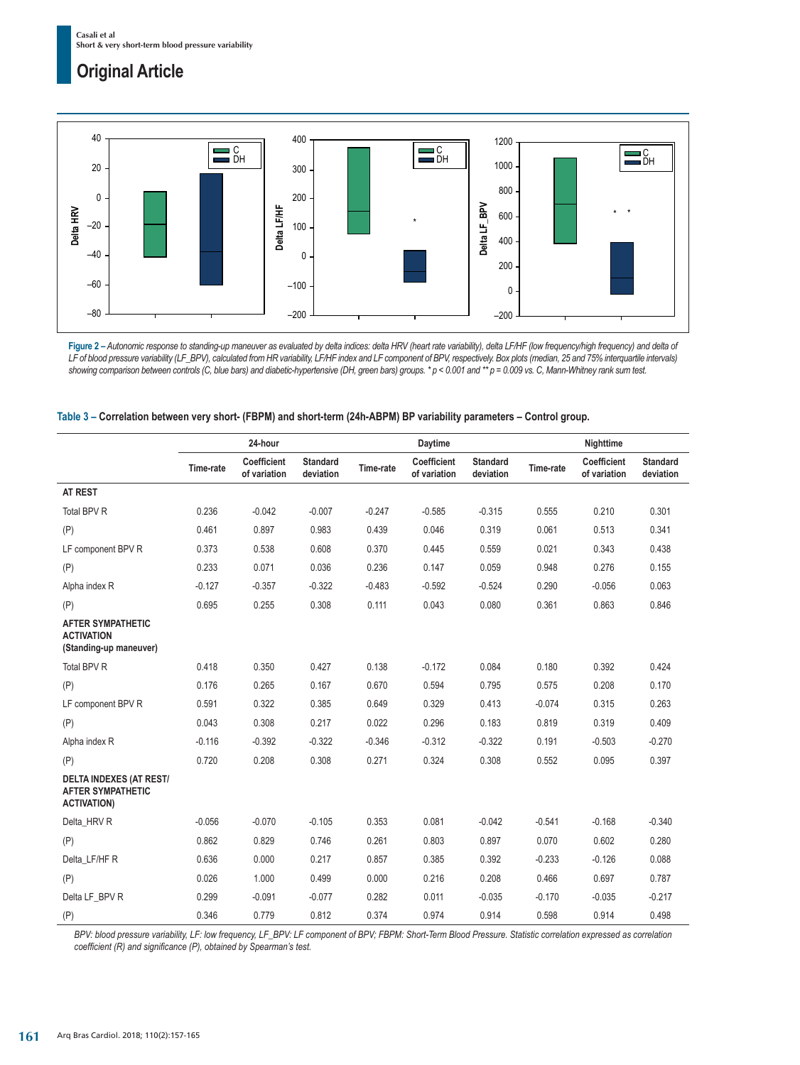Figure 2 – *Autonomic response to standing-up maneuver as evaluated by delta indices: delta HRV (heart rate variability), delta LF/HF (low frequency/high frequency) and delta of LF of blood pressure variability (LF_BPV), calculated from HR variability, LF/HF index and LF component of BPV, respectively. Box plots (median, 25 and 75% interquartile intervals) showing comparison between controls (C, blue bars) and diabetic-hypertensive (DH, green bars) groups. * p < 0.001 and ** p = 0.009 vs. C, Mann-Whitney rank sum test.*

**Table 3 – Correlation between very short- (FBPM) and short-term (24h-ABPM) BP variability parameters – Control group.**

| | 24-hour | | | Daytime | | | Nighttime | | |
|---|---|---|---|---|---|---|---|---|---|
| | Time-rate | Coefficient of variation | Standard deviation | Time-rate | Coefficient of variation | Standard deviation | Time-rate | Coefficient of variation | Standard deviation |
| **AT REST** | | | | | | | | | |
| Total BPV R | 0.236 | -0.042 | -0.007 | -0.247 | -0.585 | -0.315 | 0.555 | 0.210 | 0.301 |
| (P) | 0.461 | 0.897 | 0.983 | 0.439 | 0.046 | 0.319 | 0.061 | 0.513 | 0.341 |
| LF component BPV R | 0.373 | 0.538 | 0.608 | 0.370 | 0.445 | 0.559 | 0.021 | 0.343 | 0.438 |
| (P) | 0.233 | 0.071 | 0.036 | 0.236 | 0.147 | 0.059 | 0.948 | 0.276 | 0.155 |
| Alpha index R | -0.127 | -0.357 | -0.322 | -0.483 | -0.592 | -0.524 | 0.290 | -0.056 | 0.063 |
| (P) | 0.695 | 0.255 | 0.308 | 0.111 | 0.043 | 0.080 | 0.361 | 0.863 | 0.846 |
| **AFTER SYMPATHETIC ACTIVATION (Standing-up maneuver)** | | | | | | | | | |
| Total BPV R | 0.418 | 0.350 | 0.427 | 0.138 | -0.172 | 0.084 | 0.180 | 0.392 | 0.424 |
| (P) | 0.176 | 0.265 | 0.167 | 0.670 | 0.594 | 0.795 | 0.575 | 0.208 | 0.170 |
| LF component BPV R | 0.591 | 0.322 | 0.385 | 0.649 | 0.329 | 0.413 | -0.074 | 0.315 | 0.263 |
| (P) | 0.043 | 0.308 | 0.217 | 0.022 | 0.296 | 0.183 | 0.819 | 0.319 | 0.409 |
| Alpha index R | -0.116 | -0.392 | -0.322 | -0.346 | -0.312 | -0.322 | 0.191 | -0.503 | -0.270 |
| (P) | 0.720 | 0.208 | 0.308 | 0.271 | 0.324 | 0.308 | 0.552 | 0.095 | 0.397 |
| **DELTA INDEXES (AT REST/ AFTER SYMPATHETIC ACTIVATION)** | | | | | | | | | |
| Delta_HRV R | -0.056 | -0.070 | -0.105 | 0.353 | 0.081 | -0.042 | -0.541 | -0.168 | -0.340 |
| (P) | 0.862 | 0.829 | 0.746 | 0.261 | 0.803 | 0.897 | 0.070 | 0.602 | 0.280 |
| Delta_LF/HF R | 0.636 | 0.000 | 0.217 | 0.857 | 0.385 | 0.392 | -0.233 | -0.126 | 0.088 |
| (P) | 0.026 | 1.000 | 0.499 | 0.000 | 0.216 | 0.208 | 0.466 | 0.697 | 0.787 |
| Delta LF_BPV R | 0.299 | -0.091 | -0.077 | 0.282 | 0.011 | -0.035 | -0.170 | -0.035 | -0.217 |
| (P) | 0.346 | 0.779 | 0.812 | 0.374 | 0.974 | 0.914 | 0.598 | 0.914 | 0.498 |

*BPV: blood pressure variability, LF: low frequency, LF_BPV: LF component of BPV; FBPM: Short-Term Blood Pressure. Statistic correlation expressed as correlation coefficient (R) and significance (P), obtained by Spearman's test.*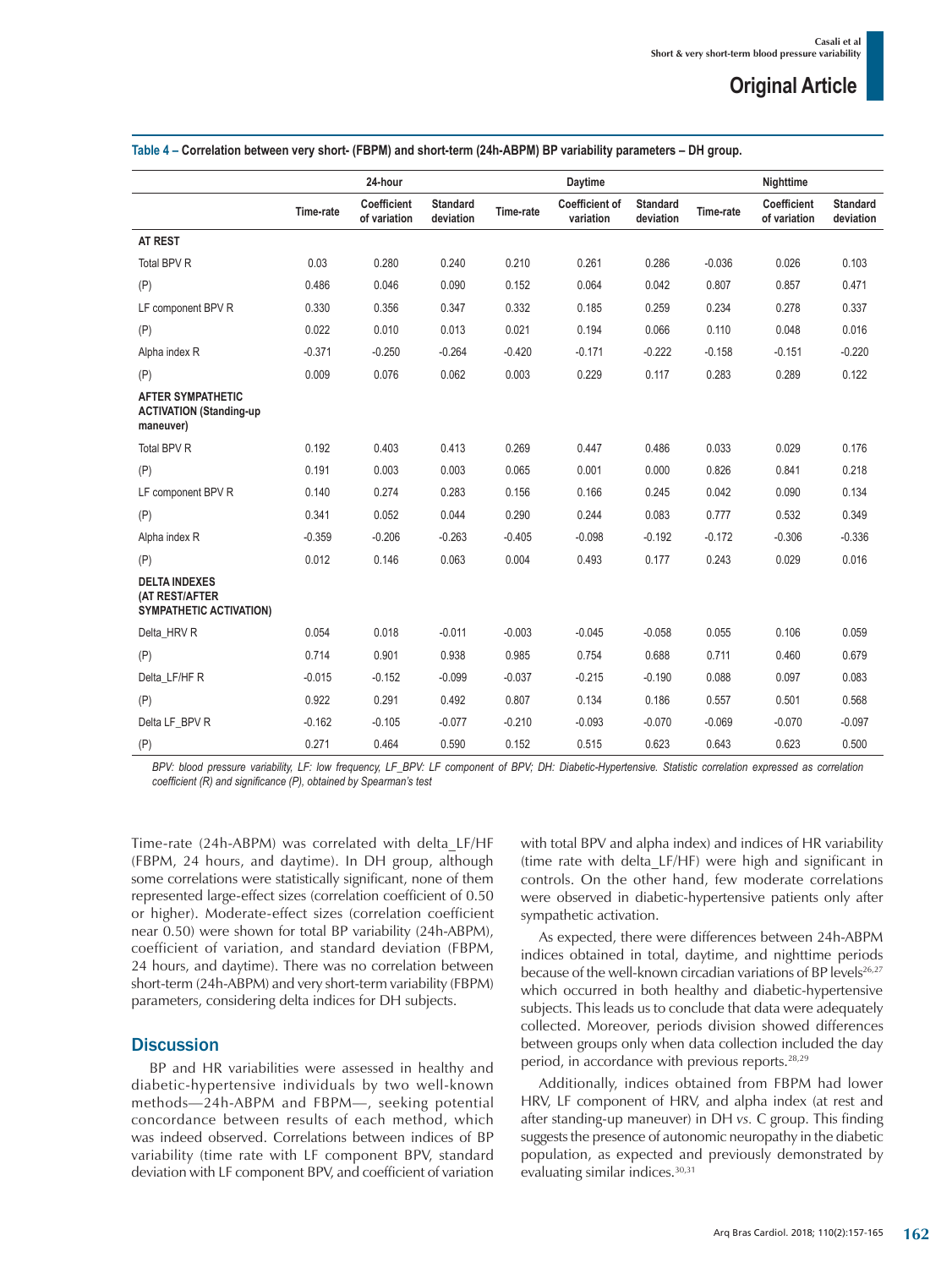**Table 4 – Correlation between very short- (FBPM) and short-term (24h-ABPM) BP variability parameters – DH group.**

| | 24-hour | | | Daytime | | | Nighttime | | |
|---|---|---|---|---|---|---|---|---|---|
| | Time-rate | Coefficient of variation | Standard deviation | Time-rate | Coefficient of variation | Standard deviation | Time-rate | Coefficient of variation | Standard deviation |
| **AT REST** | | | | | | | | | |
| Total BPV R | 0.03 | 0.280 | 0.240 | 0.210 | 0.261 | 0.286 | -0.036 | 0.026 | 0.103 |
| (P) | 0.486 | 0.046 | 0.090 | 0.152 | 0.064 | 0.042 | 0.807 | 0.857 | 0.471 |
| LF component BPV R | 0.330 | 0.356 | 0.347 | 0.332 | 0.185 | 0.259 | 0.234 | 0.278 | 0.337 |
| (P) | 0.022 | 0.010 | 0.013 | 0.021 | 0.194 | 0.066 | 0.110 | 0.048 | 0.016 |
| Alpha index R | -0.371 | -0.250 | -0.264 | -0.420 | -0.171 | -0.222 | -0.158 | -0.151 | -0.220 |
| (P) | 0.009 | 0.076 | 0.062 | 0.003 | 0.229 | 0.117 | 0.283 | 0.289 | 0.122 |
| **AFTER SYMPATHETIC ACTIVATION (Standing-up maneuver)** | | | | | | | | | |
| Total BPV R | 0.192 | 0.403 | 0.413 | 0.269 | 0.447 | 0.486 | 0.033 | 0.029 | 0.176 |
| (P) | 0.191 | 0.003 | 0.003 | 0.065 | 0.001 | 0.000 | 0.826 | 0.841 | 0.218 |
| LF component BPV R | 0.140 | 0.274 | 0.283 | 0.156 | 0.166 | 0.245 | 0.042 | 0.090 | 0.134 |
| (P) | 0.341 | 0.052 | 0.044 | 0.290 | 0.244 | 0.083 | 0.777 | 0.532 | 0.349 |
| Alpha index R | -0.359 | -0.206 | -0.263 | -0.405 | -0.098 | -0.192 | -0.172 | -0.306 | -0.336 |
| (P) | 0.012 | 0.146 | 0.063 | 0.004 | 0.493 | 0.177 | 0.243 | 0.029 | 0.016 |
| **DELTA INDEXES (AT REST/AFTER SYMPATHETIC ACTIVATION)** | | | | | | | | | |
| Delta_HRV R | 0.054 | 0.018 | -0.011 | -0.003 | -0.045 | -0.058 | 0.055 | 0.106 | 0.059 |
| (P) | 0.714 | 0.901 | 0.938 | 0.985 | 0.754 | 0.688 | 0.711 | 0.460 | 0.679 |
| Delta_LF/HF R | -0.015 | -0.152 | -0.099 | -0.037 | -0.215 | -0.190 | 0.088 | 0.097 | 0.083 |
| (P) | 0.922 | 0.291 | 0.492 | 0.807 | 0.134 | 0.186 | 0.557 | 0.501 | 0.568 |
| Delta LF_BPV R | -0.162 | -0.105 | -0.077 | -0.210 | -0.093 | -0.070 | -0.069 | -0.070 | -0.097 |
| (P) | 0.271 | 0.464 | 0.590 | 0.152 | 0.515 | 0.623 | 0.643 | 0.623 | 0.500 |

*BPV: blood pressure variability, LF: low frequency, LF_BPV: LF component of BPV; DH: Diabetic-Hypertensive. Statistic correlation expressed as correlation coefficient (R) and significance (P), obtained by Spearman's test*

Time-rate (24h-ABPM) was correlated with delta_LF/HF (FBPM, 24 hours, and daytime). In DH group, although some correlations were statistically significant, none of them represented large-effect sizes (correlation coefficient of 0.50 or higher). Moderate-effect sizes (correlation coefficient near 0.50) were shown for total BP variability (24h-ABPM), coefficient of variation, and standard deviation (FBPM, 24 hours, and daytime). There was no correlation between short-term (24h-ABPM) and very short-term variability (FBPM) parameters, considering delta indices for DH subjects.

## Discussion

BP and HR variabilities were assessed in healthy and diabetic-hypertensive individuals by two well-known methods—24h-ABPM and FBPM—, seeking potential concordance between results of each method, which was indeed observed. Correlations between indices of BP variability (time rate with LF component BPV, standard deviation with LF component BPV, and coefficient of variation with total BPV and alpha index) and indices of HR variability (time rate with delta_LF/HF) were high and significant in controls. On the other hand, few moderate correlations were observed in diabetic-hypertensive patients only after sympathetic activation.

As expected, there were differences between 24h-ABPM indices obtained in total, daytime, and nighttime periods because of the well-known circadian variations of BP levels[26,27] which occurred in both healthy and diabetic-hypertensive subjects. This leads us to conclude that data were adequately collected. Moreover, periods division showed differences between groups only when data collection included the day period, in accordance with previous reports.[28,29]

Additionally, indices obtained from FBPM had lower HRV, LF component of HRV, and alpha index (at rest and after standing-up maneuver) in DH *vs.* C group. This finding suggests the presence of autonomic neuropathy in the diabetic population, as expected and previously demonstrated by evaluating similar indices.[30,31]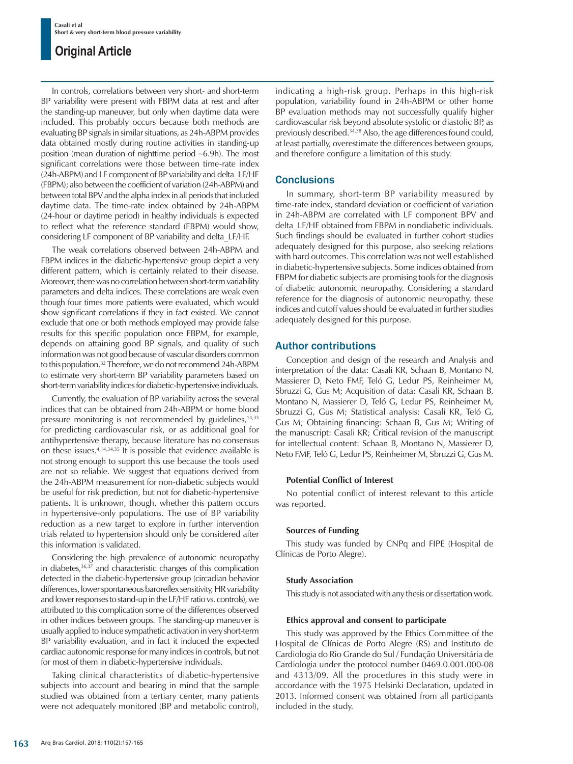In controls, correlations between very short- and short-term BP variability were present with FBPM data at rest and after the standing-up maneuver, but only when daytime data were included. This probably occurs because both methods are evaluating BP signals in similar situations, as 24h-ABPM provides data obtained mostly during routine activities in standing-up position (mean duration of nighttime period ~6.9h). The most significant correlations were those between time-rate index (24h-ABPM) and LF component of BP variability and delta_LF/HF (FBPM); also between the coefficient of variation (24h-ABPM) and between total BPV and the alpha index in all periods that included daytime data. The time-rate index obtained by 24h-ABPM (24-hour or daytime period) in healthy individuals is expected to reflect what the reference standard (FBPM) would show, considering LF component of BP variability and delta_LF/HF.

The weak correlations observed between 24h-ABPM and FBPM indices in the diabetic-hypertensive group depict a very different pattern, which is certainly related to their disease. Moreover, there was no correlation between short-term variability parameters and delta indices. These correlations are weak even though four times more patients were evaluated, which would show significant correlations if they in fact existed. We cannot exclude that one or both methods employed may provide false results for this specific population once FBPM, for example, depends on attaining good BP signals, and quality of such information was not good because of vascular disorders common to this population.[32] Therefore, we do not recommend 24h-ABPM to estimate very short-term BP variability parameters based on short-term variability indices for diabetic-hypertensive individuals.

Currently, the evaluation of BP variability across the several indices that can be obtained from 24h-ABPM or home blood pressure monitoring is not recommended by guidelines,[14,33] for predicting cardiovascular risk, or as additional goal for antihypertensive therapy, because literature has no consensus on these issues.[4,14,34,35] It is possible that evidence available is not strong enough to support this use because the tools used are not so reliable. We suggest that equations derived from the 24h-ABPM measurement for non-diabetic subjects would be useful for risk prediction, but not for diabetic-hypertensive patients. It is unknown, though, whether this pattern occurs in hypertensive-only populations. The use of BP variability reduction as a new target to explore in further intervention trials related to hypertension should only be considered after this information is validated.

Considering the high prevalence of autonomic neuropathy in diabetes,[36,37] and characteristic changes of this complication detected in the diabetic-hypertensive group (circadian behavior differences, lower spontaneous baroreflex sensitivity, HR variability and lower responses to stand-up in the LF/HF ratio vs. controls), we attributed to this complication some of the differences observed in other indices between groups. The standing-up maneuver is usually applied to induce sympathetic activation in very short-term BP variability evaluation, and in fact it induced the expected cardiac autonomic response for many indices in controls, but not for most of them in diabetic-hypertensive individuals.

Taking clinical characteristics of diabetic-hypertensive subjects into account and bearing in mind that the sample studied was obtained from a tertiary center, many patients were not adequately monitored (BP and metabolic control), indicating a high-risk group. Perhaps in this high-risk population, variability found in 24h-ABPM or other home BP evaluation methods may not successfully qualify higher cardiovascular risk beyond absolute systolic or diastolic BP, as previously described.[34,38] Also, the age differences found could, at least partially, overestimate the differences between groups, and therefore configure a limitation of this study.

## Conclusions

In summary, short-term BP variability measured by time-rate index, standard deviation or coefficient of variation in 24h-ABPM are correlated with LF component BPV and delta_LF/HF obtained from FBPM in nondiabetic individuals. Such findings should be evaluated in further cohort studies adequately designed for this purpose, also seeking relations with hard outcomes. This correlation was not well established in diabetic-hypertensive subjects. Some indices obtained from FBPM for diabetic subjects are promising tools for the diagnosis of diabetic autonomic neuropathy. Considering a standard reference for the diagnosis of autonomic neuropathy, these indices and cutoff values should be evaluated in further studies adequately designed for this purpose.

## Author contributions

Conception and design of the research and Analysis and interpretation of the data: Casali KR, Schaan B, Montano N, Massierer D, Neto FMF, Teló G, Ledur PS, Reinheimer M, Sbruzzi G, Gus M; Acquisition of data: Casali KR, Schaan B, Montano N, Massierer D, Teló G, Ledur PS, Reinheimer M, Sbruzzi G, Gus M; Statistical analysis: Casali KR, Teló G, Gus M; Obtaining financing: Schaan B, Gus M; Writing of the manuscript: Casali KR; Critical revision of the manuscript for intellectual content: Schaan B, Montano N, Massierer D, Neto FMF, Teló G, Ledur PS, Reinheimer M, Sbruzzi G, Gus M.

#### Potential Conflict of Interest

No potential conflict of interest relevant to this article was reported.

#### Sources of Funding

This study was funded by CNPq and FIPE (Hospital de Clínicas de Porto Alegre).

#### Study Association

This study is not associated with any thesis or dissertation work.

#### Ethics approval and consent to participate

This study was approved by the Ethics Committee of the Hospital de Clínicas de Porto Alegre (RS) and Instituto de Cardiologia do Rio Grande do Sul / Fundação Universitária de Cardiologia under the protocol number 0469.0.001.000-08 and 4313/09. All the procedures in this study were in accordance with the 1975 Helsinki Declaration, updated in 2013. Informed consent was obtained from all participants included in the study.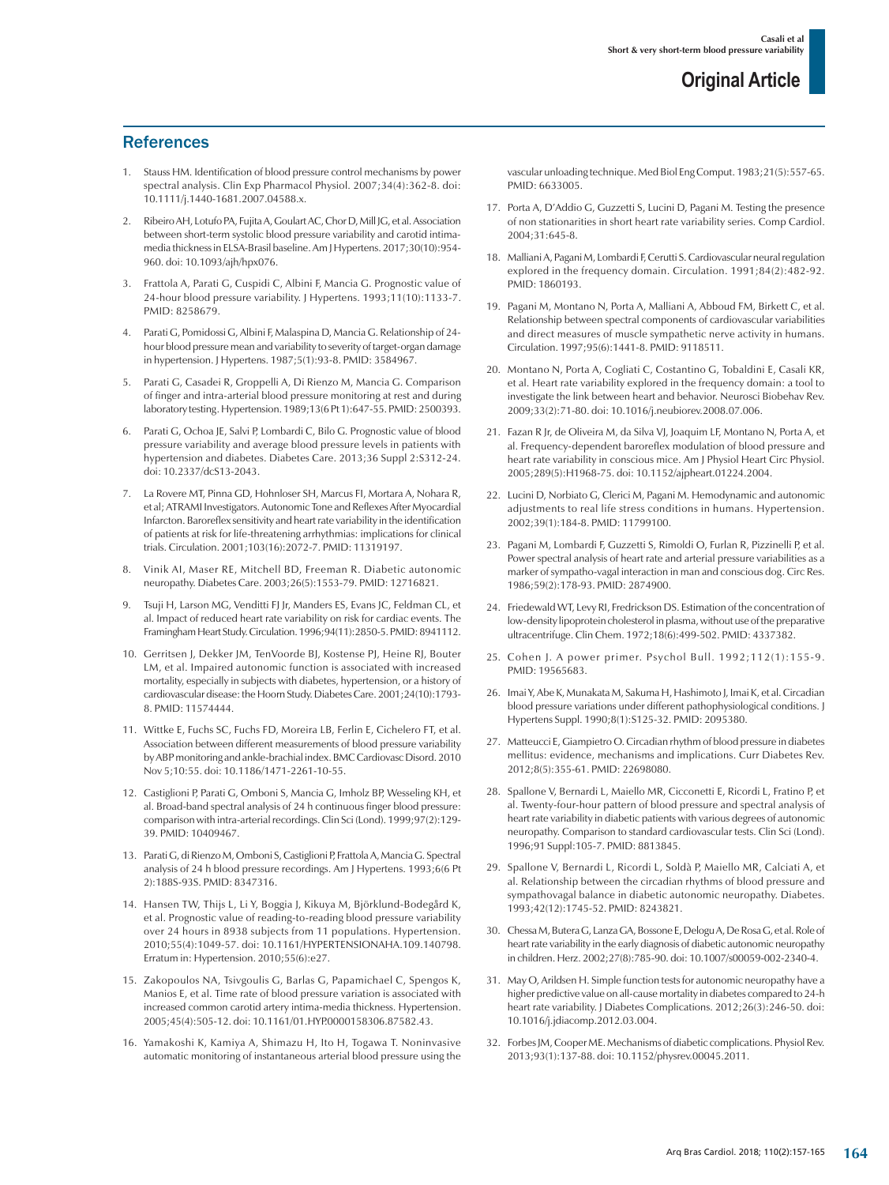## References

1. Stauss HM. Identification of blood pressure control mechanisms by power spectral analysis. Clin Exp Pharmacol Physiol. 2007;34(4):362-8. doi: 10.1111/j.1440-1681.2007.04588.x.
2. Ribeiro AH, Lotufo PA, Fujita A, Goulart AC, Chor D, Mill JG, et al. Association between short-term systolic blood pressure variability and carotid intima-media thickness in ELSA-Brasil baseline. Am J Hypertens. 2017;30(10):954-960. doi: 10.1093/ajh/hpx076.
3. Frattola A, Parati G, Cuspidi C, Albini F, Mancia G. Prognostic value of 24-hour blood pressure variability. J Hypertens. 1993;11(10):1133-7. PMID: 8258679.
4. Parati G, Pomidossi G, Albini F, Malaspina D, Mancia G. Relationship of 24-hour blood pressure mean and variability to severity of target-organ damage in hypertension. J Hypertens. 1987;5(1):93-8. PMID: 3584967.
5. Parati G, Casadei R, Groppelli A, Di Rienzo M, Mancia G. Comparison of finger and intra-arterial blood pressure monitoring at rest and during laboratory testing. Hypertension. 1989;13(6 Pt 1):647-55. PMID: 2500393.
6. Parati G, Ochoa JE, Salvi P, Lombardi C, Bilo G. Prognostic value of blood pressure variability and average blood pressure levels in patients with hypertension and diabetes. Diabetes Care. 2013;36 Suppl 2:S312-24. doi: 10.2337/dcS13-2043.
7. La Rovere MT, Pinna GD, Hohnloser SH, Marcus FI, Mortara A, Nohara R, et al; ATRAMI Investigators. Autonomic Tone and Reflexes After Myocardial Infarcton. Baroreflex sensitivity and heart rate variability in the identification of patients at risk for life-threatening arrhythmias: implications for clinical trials. Circulation. 2001;103(16):2072-7. PMID: 11319197.
8. Vinik AI, Maser RE, Mitchell BD, Freeman R. Diabetic autonomic neuropathy. Diabetes Care. 2003;26(5):1553-79. PMID: 12716821.
9. Tsuji H, Larson MG, Venditti FJ Jr, Manders ES, Evans JC, Feldman CL, et al. Impact of reduced heart rate variability on risk for cardiac events. The Framingham Heart Study. Circulation. 1996;94(11):2850-5. PMID: 8941112.
10. Gerritsen J, Dekker JM, TenVoorde BJ, Kostense PJ, Heine RJ, Bouter LM, et al. Impaired autonomic function is associated with increased mortality, especially in subjects with diabetes, hypertension, or a history of cardiovascular disease: the Hoorn Study. Diabetes Care. 2001;24(10):1793-8. PMID: 11574444.
11. Wittke E, Fuchs SC, Fuchs FD, Moreira LB, Ferlin E, Cichelero FT, et al. Association between different measurements of blood pressure variability by ABP monitoring and ankle-brachial index. BMC Cardiovasc Disord. 2010 Nov 5;10:55. doi: 10.1186/1471-2261-10-55.
12. Castiglioni P, Parati G, Omboni S, Mancia G, Imholz BP, Wesseling KH, et al. Broad-band spectral analysis of 24 h continuous finger blood pressure: comparison with intra-arterial recordings. Clin Sci (Lond). 1999;97(2):129-39. PMID: 10409467.
13. Parati G, di Rienzo M, Omboni S, Castiglioni P, Frattola A, Mancia G. Spectral analysis of 24 h blood pressure recordings. Am J Hypertens. 1993;6(6 Pt 2):188S-93S. PMID: 8347316.
14. Hansen TW, Thijs L, Li Y, Boggia J, Kikuya M, Björklund-Bodegård K, et al. Prognostic value of reading-to-reading blood pressure variability over 24 hours in 8938 subjects from 11 populations. Hypertension. 2010;55(4):1049-57. doi: 10.1161/HYPERTENSIONAHA.109.140798. Erratum in: Hypertension. 2010;55(6):e27.
15. Zakopoulos NA, Tsivgoulis G, Barlas G, Papamichael C, Spengos K, Manios E, et al. Time rate of blood pressure variation is associated with increased common carotid artery intima-media thickness. Hypertension. 2005;45(4):505-12. doi: 10.1161/01.HYP.0000158306.87582.43.
16. Yamakoshi K, Kamiya A, Shimazu H, Ito H, Togawa T. Noninvasive automatic monitoring of instantaneous arterial blood pressure using the vascular unloading technique. Med Biol Eng Comput. 1983;21(5):557-65. PMID: 6633005.
17. Porta A, D'Addio G, Guzzetti S, Lucini D, Pagani M. Testing the presence of non stationarities in short heart rate variability series. Comp Cardiol. 2004;31:645-8.
18. Malliani A, Pagani M, Lombardi F, Cerutti S. Cardiovascular neural regulation explored in the frequency domain. Circulation. 1991;84(2):482-92. PMID: 1860193.
19. Pagani M, Montano N, Porta A, Malliani A, Abboud FM, Birkett C, et al. Relationship between spectral components of cardiovascular variabilities and direct measures of muscle sympathetic nerve activity in humans. Circulation. 1997;95(6):1441-8. PMID: 9118511.
20. Montano N, Porta A, Cogliati C, Costantino G, Tobaldini E, Casali KR, et al. Heart rate variability explored in the frequency domain: a tool to investigate the link between heart and behavior. Neurosci Biobehav Rev. 2009;33(2):71-80. doi: 10.1016/j.neubiorev.2008.07.006.
21. Fazan R Jr, de Oliveira M, da Silva VJ, Joaquim LF, Montano N, Porta A, et al. Frequency-dependent baroreflex modulation of blood pressure and heart rate variability in conscious mice. Am J Physiol Heart Circ Physiol. 2005;289(5):H1968-75. doi: 10.1152/ajpheart.01224.2004.
22. Lucini D, Norbiato G, Clerici M, Pagani M. Hemodynamic and autonomic adjustments to real life stress conditions in humans. Hypertension. 2002;39(1):184-8. PMID: 11799100.
23. Pagani M, Lombardi F, Guzzetti S, Rimoldi O, Furlan R, Pizzinelli P, et al. Power spectral analysis of heart rate and arterial pressure variabilities as a marker of sympatho-vagal interaction in man and conscious dog. Circ Res. 1986;59(2):178-93. PMID: 2874900.
24. Friedewald WT, Levy RI, Fredrickson DS. Estimation of the concentration of low-density lipoprotein cholesterol in plasma, without use of the preparative ultracentrifuge. Clin Chem. 1972;18(6):499-502. PMID: 4337382.
25. Cohen J. A power primer. Psychol Bull. 1992;112(1):155-9. PMID: 19565683.
26. Imai Y, Abe K, Munakata M, Sakuma H, Hashimoto J, Imai K, et al. Circadian blood pressure variations under different pathophysiological conditions. J Hypertens Suppl. 1990;8(1):S125-32. PMID: 2095380.
27. Matteucci E, Giampietro O. Circadian rhythm of blood pressure in diabetes mellitus: evidence, mechanisms and implications. Curr Diabetes Rev. 2012;8(5):355-61. PMID: 22698080.
28. Spallone V, Bernardi L, Maiello MR, Cicconetti E, Ricordi L, Fratino P, et al. Twenty-four-hour pattern of blood pressure and spectral analysis of heart rate variability in diabetic patients with various degrees of autonomic neuropathy. Comparison to standard cardiovascular tests. Clin Sci (Lond). 1996;91 Suppl:105-7. PMID: 8813845.
29. Spallone V, Bernardi L, Ricordi L, Soldà P, Maiello MR, Calciati A, et al. Relationship between the circadian rhythms of blood pressure and sympathovagal balance in diabetic autonomic neuropathy. Diabetes. 1993;42(12):1745-52. PMID: 8243821.
30. Chessa M, Butera G, Lanza GA, Bossone E, Delogu A, De Rosa G, et al. Role of heart rate variability in the early diagnosis of diabetic autonomic neuropathy in children. Herz. 2002;27(8):785-90. doi: 10.1007/s00059-002-2340-4.
31. May O, Arildsen H. Simple function tests for autonomic neuropathy have a higher predictive value on all-cause mortality in diabetes compared to 24-h heart rate variability. J Diabetes Complications. 2012;26(3):246-50. doi: 10.1016/j.jdiacomp.2012.03.004.
32. Forbes JM, Cooper ME. Mechanisms of diabetic complications. Physiol Rev. 2013;93(1):137-88. doi: 10.1152/physrev.00045.2011.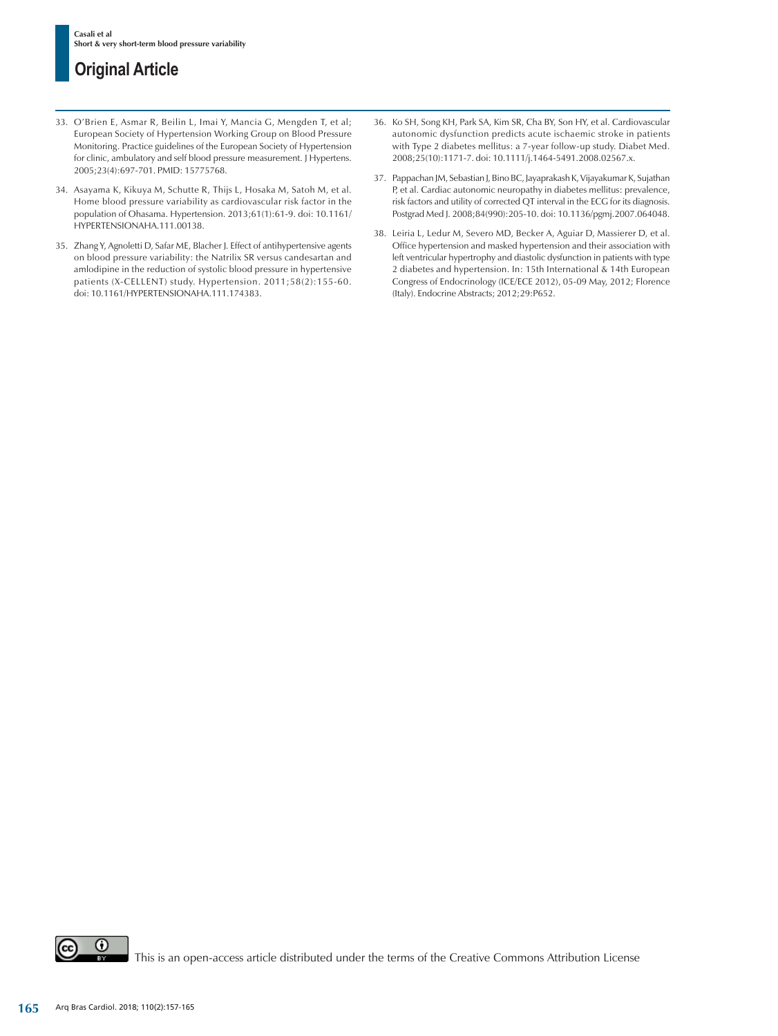33. O'Brien E, Asmar R, Beilin L, Imai Y, Mancia G, Mengden T, et al; European Society of Hypertension Working Group on Blood Pressure Monitoring. Practice guidelines of the European Society of Hypertension for clinic, ambulatory and self blood pressure measurement. J Hypertens. 2005;23(4):697-701. PMID: 15775768.

34. Asayama K, Kikuya M, Schutte R, Thijs L, Hosaka M, Satoh M, et al. Home blood pressure variability as cardiovascular risk factor in the population of Ohasama. Hypertension. 2013;61(1):61-9. doi: 10.1161/HYPERTENSIONAHA.111.00138.

35. Zhang Y, Agnoletti D, Safar ME, Blacher J. Effect of antihypertensive agents on blood pressure variability: the Natrilix SR versus candesartan and amlodipine in the reduction of systolic blood pressure in hypertensive patients (X-CELLENT) study. Hypertension. 2011;58(2):155-60. doi: 10.1161/HYPERTENSIONAHA.111.174383.

36. Ko SH, Song KH, Park SA, Kim SR, Cha BY, Son HY, et al. Cardiovascular autonomic dysfunction predicts acute ischaemic stroke in patients with Type 2 diabetes mellitus: a 7-year follow-up study. Diabet Med. 2008;25(10):1171-7. doi: 10.1111/j.1464-5491.2008.02567.x.

37. Pappachan JM, Sebastian J, Bino BC, Jayaprakash K, Vijayakumar K, Sujathan P, et al. Cardiac autonomic neuropathy in diabetes mellitus: prevalence, risk factors and utility of corrected QT interval in the ECG for its diagnosis. Postgrad Med J. 2008;84(990):205-10. doi: 10.1136/pgmj.2007.064048.

38. Leiria L, Ledur M, Severo MD, Becker A, Aguiar D, Massierer D, et al. Office hypertension and masked hypertension and their association with left ventricular hypertrophy and diastolic dysfunction in patients with type 2 diabetes and hypertension. In: 15th International & 14th European Congress of Endocrinology (ICE/ECE 2012), 05-09 May, 2012; Florence (Italy). Endocrine Abstracts; 2012;29:P652.

This is an open-access article distributed under the terms of the Creative Commons Attribution License